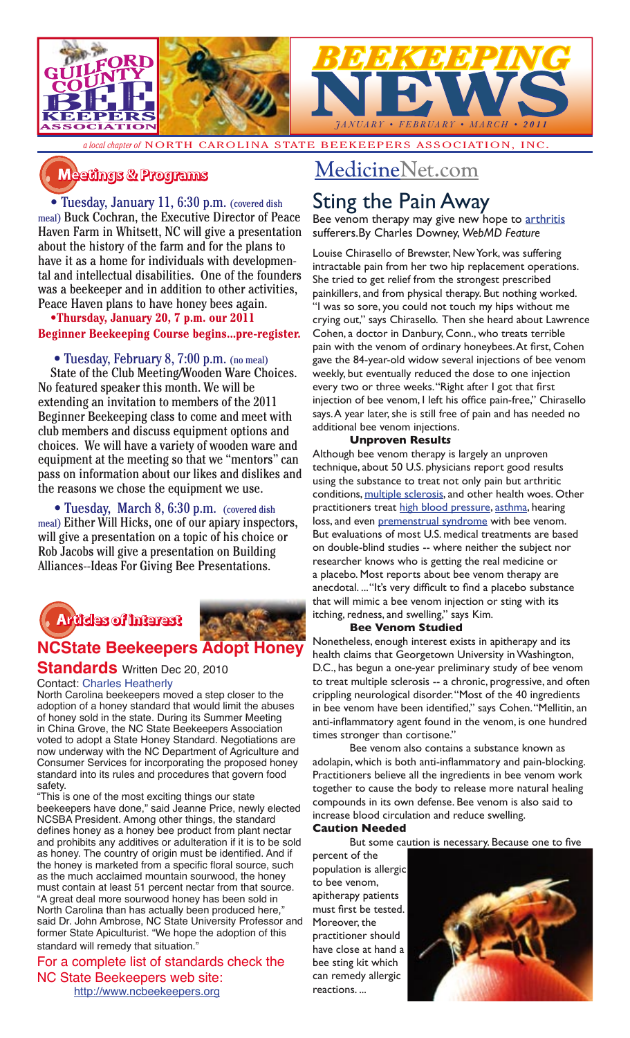# BEEKEEPING NEWS

*JANUARY • FEBRUARY • MARCH • 2011*

Guilford County Bee Keepers Association

*a local chapter of* NORTH CAROLINA STATE BEEKEEPERS ASSOCIATION, INC.

## Meetings & Programs

• Tuesday, January 11, 6:30 p.m. (covered dish meal) Buck Cochran, the Executive Director of Peace Haven Farm in Whitsett, NC will give a presentation about the history of the farm and for the plans to have it as a home for individuals with developmental and intellectual disabilities. One of the founders was a beekeeper and in addition to other activities, Peace Haven plans to have honey bees again.

**•Thursday, January 20, 7 p.m. our 2011 Beginner Beekeeping Course begins...pre-register.**

• Tuesday, February 8, 7:00 p.m. (no meal) State of the Club Meeting/Wooden Ware Choices. No featured speaker this month. We will be extending an invitation to members of the 2011 Beginner Beekeeping class to come and meet with club members and discuss equipment options and choices. We will have a variety of wooden ware and equipment at the meeting so that we "mentors" can pass on information about our likes and dislikes and the reasons we chose the equipment we use.

• Tuesday, March 8, 6:30 p.m. (covered dish meal) Either Will Hicks, one of our apiary inspectors, will give a presentation on a topic of his choice or Rob Jacobs will give a presentation on Building Alliances--Ideas For Giving Bee Presentations.

## Articles of Interest

### NCState Beekeepers Adopt Honey Standards

Written Dec 20, 2010

Contact: Charles Heatherly

North Carolina beekeepers moved a step closer to the adoption of a honey standard that would limit the abuses of honey sold in the state. During its Summer Meeting in China Grove, the NC State Beekeepers Association voted to adopt a State Honey Standard. Negotiations are now underway with the NC Department of Agriculture and Consumer Services for incorporating the proposed honey standard into its rules and procedures that govern food safety.

"This is one of the most exciting things our state beekeepers have done," said Jeanne Price, newly elected NCSBA President. Among other things, the standard defines honey as a honey bee product from plant nectar and prohibits any additives or adulteration if it is to be sold as honey. The country of origin must be identified. And if the honey is marketed from a specific floral source, such as the much acclaimed mountain sourwood, the honey must contain at least 51 percent nectar from that source. "A great deal more sourwood honey has been sold in North Carolina than has actually been produced here," said Dr. John Ambrose, NC State University Professor and former State Apiculturist. "We hope the adoption of this standard will remedy that situation."

For a complete list of standards check the NC State Beekeepers web site:
http://www.ncbeekeepers.org

## MedicineNet.com

## Sting the Pain Away

Bee venom therapy may give new hope to arthritis sufferers.By Charles Downey, *WebMD Feature*

Louise Chirasello of Brewster, New York, was suffering intractable pain from her two hip replacement operations. She tried to get relief from the strongest prescribed painkillers, and from physical therapy. But nothing worked. "I was so sore, you could not touch my hips without me crying out," says Chirasello. Then she heard about Lawrence Cohen, a doctor in Danbury, Conn., who treats terrible pain with the venom of ordinary honeybees. At first, Cohen gave the 84-year-old widow several injections of bee venom weekly, but eventually reduced the dose to one injection every two or three weeks. "Right after I got that first injection of bee venom, I left his office pain-free," Chirasello says. A year later, she is still free of pain and has needed no additional bee venom injections.

**Unproven Results**

Although bee venom therapy is largely an unproven technique, about 50 U.S. physicians report good results using the substance to treat not only pain but arthritic conditions, multiple sclerosis, and other health woes. Other practitioners treat high blood pressure, asthma, hearing loss, and even premenstrual syndrome with bee venom. But evaluations of most U.S. medical treatments are based on double-blind studies -- where neither the subject nor researcher knows who is getting the real medicine or a placebo. Most reports about bee venom therapy are anecdotal. ... "It's very difficult to find a placebo substance that will mimic a bee venom injection or sting with its itching, redness, and swelling," says Kim.

**Bee Venom Studied**

Nonetheless, enough interest exists in apitherapy and its health claims that Georgetown University in Washington, D.C., has begun a one-year preliminary study of bee venom to treat multiple sclerosis -- a chronic, progressive, and often crippling neurological disorder. "Most of the 40 ingredients in bee venom have been identified," says Cohen. "Mellitin, an anti-inflammatory agent found in the venom, is one hundred times stronger than cortisone."

Bee venom also contains a substance known as adolapin, which is both anti-inflammatory and pain-blocking. Practitioners believe all the ingredients in bee venom work together to cause the body to release more natural healing compounds in its own defense. Bee venom is also said to increase blood circulation and reduce swelling.

**Caution Needed**

But some caution is necessary. Because one to five percent of the population is allergic to bee venom, apitherapy patients must first be tested. Moreover, the practitioner should have close at hand a bee sting kit which can remedy allergic reactions. ...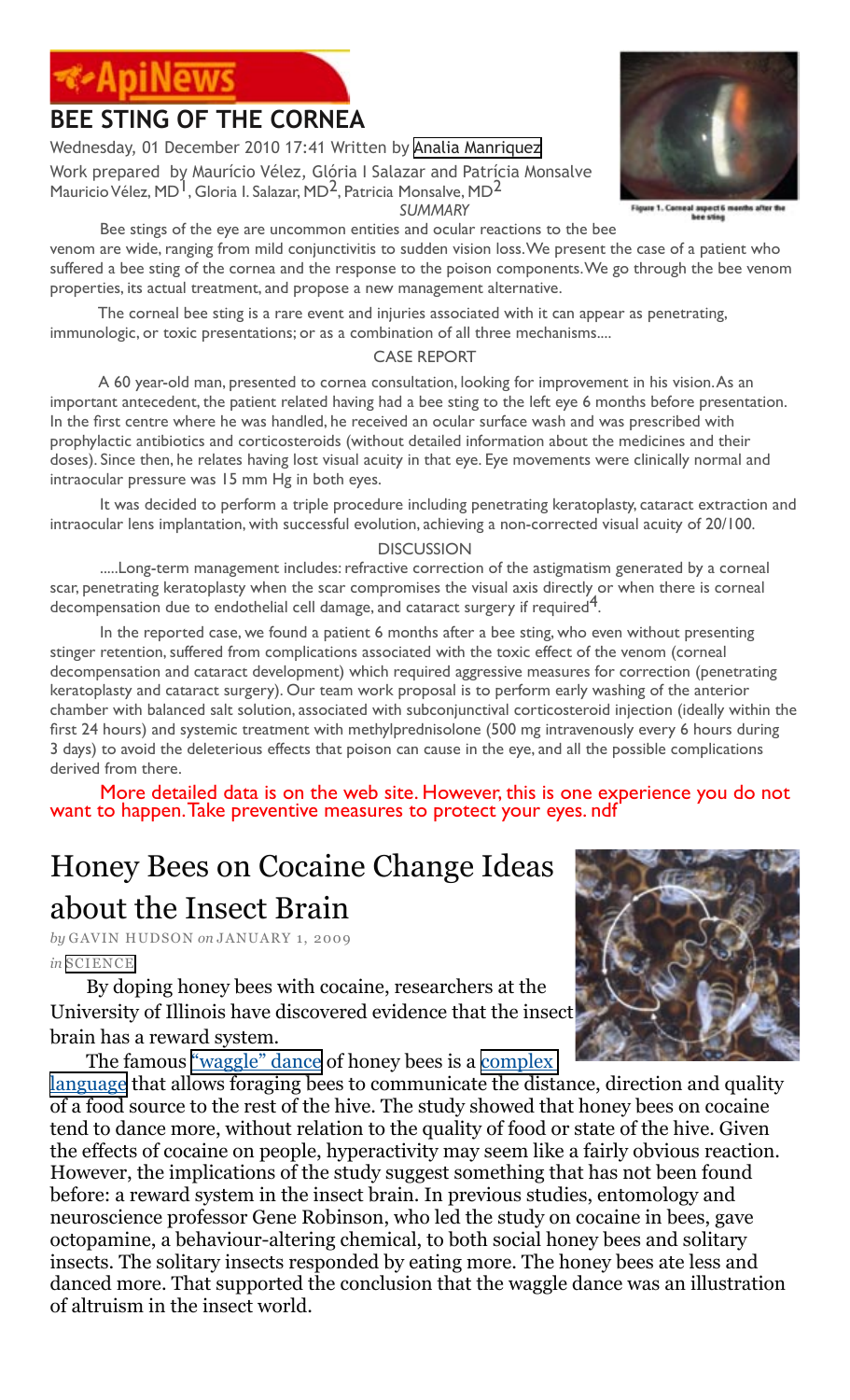# ApiNews

## BEE STING OF THE CORNEA

Wednesday, 01 December 2010 17:41 Written by Analia Manriquez

Work prepared by Maurício Vélez, Glória I Salazar and Patrícia Monsalve

Mauricio Vélez, MD[1], Gloria I. Salazar, MD[2], Patricia Monsalve, MD[2]

Figure 1. Corneal aspect 6 months after the bee sting

*SUMMARY*

Bee stings of the eye are uncommon entities and ocular reactions to the bee venom are wide, ranging from mild conjunctivitis to sudden vision loss. We present the case of a patient who suffered a bee sting of the cornea and the response to the poison components. We go through the bee venom properties, its actual treatment, and propose a new management alternative.

The corneal bee sting is a rare event and injuries associated with it can appear as penetrating, immunologic, or toxic presentations; or as a combination of all three mechanisms....

CASE REPORT

A 60 year-old man, presented to cornea consultation, looking for improvement in his vision. As an important antecedent, the patient related having had a bee sting to the left eye 6 months before presentation. In the first centre where he was handled, he received an ocular surface wash and was prescribed with prophylactic antibiotics and corticosteroids (without detailed information about the medicines and their doses). Since then, he relates having lost visual acuity in that eye. Eye movements were clinically normal and intraocular pressure was 15 mm Hg in both eyes.

It was decided to perform a triple procedure including penetrating keratoplasty, cataract extraction and intraocular lens implantation, with successful evolution, achieving a non-corrected visual acuity of 20/100.

DISCUSSION

.....Long-term management includes: refractive correction of the astigmatism generated by a corneal scar, penetrating keratoplasty when the scar compromises the visual axis directly or when there is corneal decompensation due to endothelial cell damage, and cataract surgery if required[4].

In the reported case, we found a patient 6 months after a bee sting, who even without presenting stinger retention, suffered from complications associated with the toxic effect of the venom (corneal decompensation and cataract development) which required aggressive measures for correction (penetrating keratoplasty and cataract surgery). Our team work proposal is to perform early washing of the anterior chamber with balanced salt solution, associated with subconjunctival corticosteroid injection (ideally within the first 24 hours) and systemic treatment with methylprednisolone (500 mg intravenously every 6 hours during 3 days) to avoid the deleterious effects that poison can cause in the eye, and all the possible complications derived from there.

More detailed data is on the web site. However, this is one experience you do not want to happen. Take preventive measures to protect your eyes. ndf

# Honey Bees on Cocaine Change Ideas about the Insect Brain

*by* GAVIN HUDSON *on* JANUARY 1, 2009

*in* SCIENCE

By doping honey bees with cocaine, researchers at the University of Illinois have discovered evidence that the insect brain has a reward system.

The famous "waggle" dance of honey bees is a complex language that allows foraging bees to communicate the distance, direction and quality of a food source to the rest of the hive. The study showed that honey bees on cocaine tend to dance more, without relation to the quality of food or state of the hive. Given the effects of cocaine on people, hyperactivity may seem like a fairly obvious reaction. However, the implications of the study suggest something that has not been found before: a reward system in the insect brain. In previous studies, entomology and neuroscience professor Gene Robinson, who led the study on cocaine in bees, gave octopamine, a behaviour-altering chemical, to both social honey bees and solitary insects. The solitary insects responded by eating more. The honey bees ate less and danced more. That supported the conclusion that the waggle dance was an illustration of altruism in the insect world.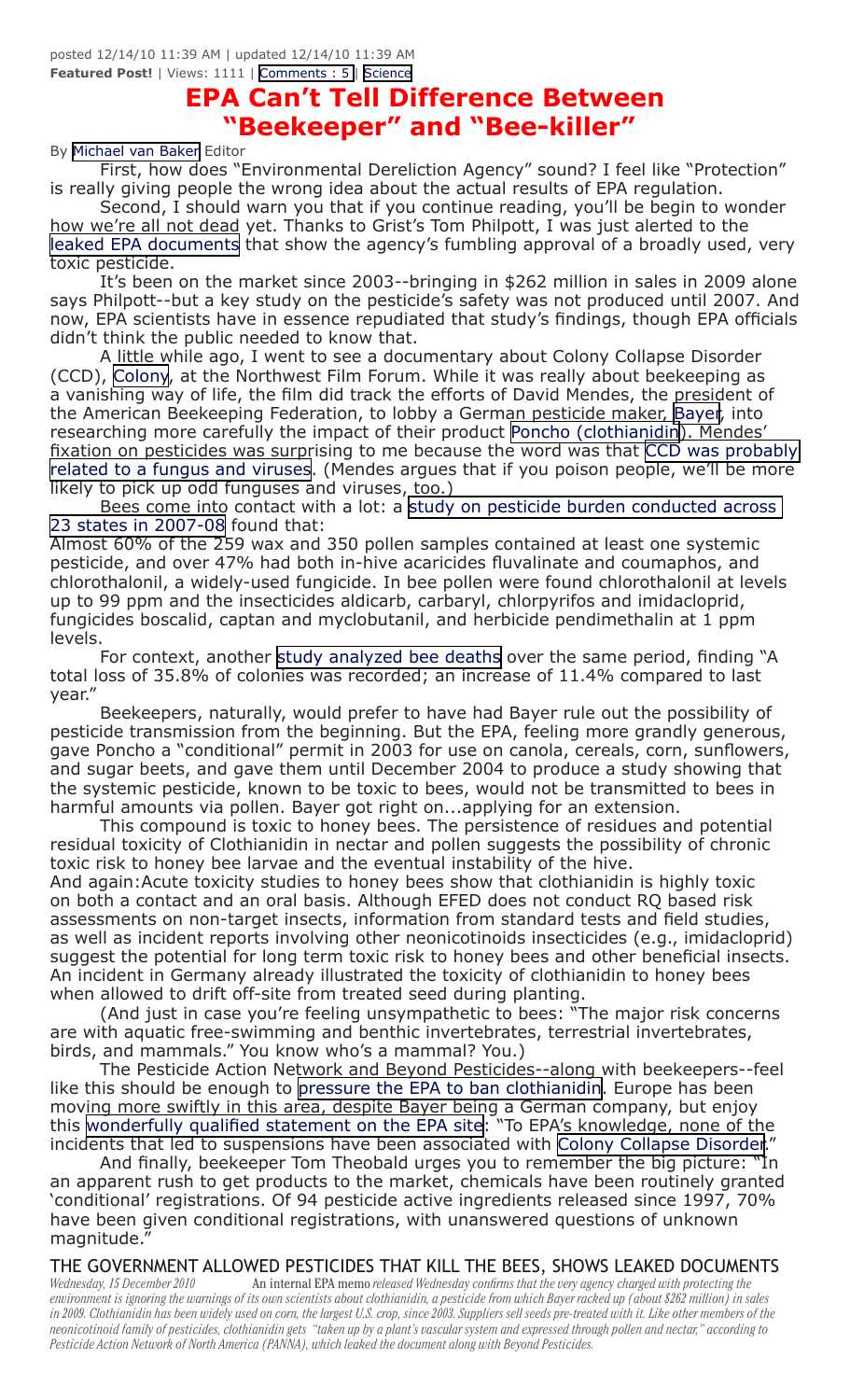posted 12/14/10 11:39 AM | updated 12/14/10 11:39 AM
**Featured Post!** | Views: 1111 | Comments : 5 | Science

# EPA Can't Tell Difference Between "Beekeeper" and "Bee-killer"

By Michael van Baker Editor

First, how does "Environmental Dereliction Agency" sound? I feel like "Protection" is really giving people the wrong idea about the actual results of EPA regulation.

Second, I should warn you that if you continue reading, you'll be begin to wonder how we're all not dead yet. Thanks to Grist's Tom Philpott, I was just alerted to the leaked EPA documents that show the agency's fumbling approval of a broadly used, very toxic pesticide.

It's been on the market since 2003--bringing in $262 million in sales in 2009 alone says Philpott--but a key study on the pesticide's safety was not produced until 2007. And now, EPA scientists have in essence repudiated that study's findings, though EPA officials didn't think the public needed to know that.

A little while ago, I went to see a documentary about Colony Collapse Disorder (CCD), Colony, at the Northwest Film Forum. While it was really about beekeeping as a vanishing way of life, the film did track the efforts of David Mendes, the president of the American Beekeeping Federation, to lobby a German pesticide maker, Bayer, into researching more carefully the impact of their product Poncho (clothianidin). Mendes' fixation on pesticides was surprising to me because the word was that CCD was probably related to a fungus and viruses. (Mendes argues that if you poison people, we'll be more likely to pick up odd funguses and viruses, too.)

Bees come into contact with a lot: a study on pesticide burden conducted across 23 states in 2007-08 found that:

Almost 60% of the 259 wax and 350 pollen samples contained at least one systemic pesticide, and over 47% had both in-hive acaricides fluvalinate and coumaphos, and chlorothalonil, a widely-used fungicide. In bee pollen were found chlorothalonil at levels up to 99 ppm and the insecticides aldicarb, carbaryl, chlorpyrifos and imidacloprid, fungicides boscalid, captan and myclobutanil, and herbicide pendimethalin at 1 ppm levels.

For context, another study analyzed bee deaths over the same period, finding "A total loss of 35.8% of colonies was recorded; an increase of 11.4% compared to last year."

Beekeepers, naturally, would prefer to have had Bayer rule out the possibility of pesticide transmission from the beginning. But the EPA, feeling more grandly generous, gave Poncho a "conditional" permit in 2003 for use on canola, cereals, corn, sunflowers, and sugar beets, and gave them until December 2004 to produce a study showing that the systemic pesticide, known to be toxic to bees, would not be transmitted to bees in harmful amounts via pollen. Bayer got right on...applying for an extension.

This compound is toxic to honey bees. The persistence of residues and potential residual toxicity of Clothianidin in nectar and pollen suggests the possibility of chronic toxic risk to honey bee larvae and the eventual instability of the hive.

And again:Acute toxicity studies to honey bees show that clothianidin is highly toxic on both a contact and an oral basis. Although EFED does not conduct RQ based risk assessments on non-target insects, information from standard tests and field studies, as well as incident reports involving other neonicotinoids insecticides (e.g., imidacloprid) suggest the potential for long term toxic risk to honey bees and other beneficial insects. An incident in Germany already illustrated the toxicity of clothianidin to honey bees when allowed to drift off-site from treated seed during planting.

(And just in case you're feeling unsympathetic to bees: "The major risk concerns are with aquatic free-swimming and benthic invertebrates, terrestrial invertebrates, birds, and mammals." You know who's a mammal? You.)

The Pesticide Action Network and Beyond Pesticides--along with beekeepers--feel like this should be enough to pressure the EPA to ban clothianidin. Europe has been moving more swiftly in this area, despite Bayer being a German company, but enjoy this wonderfully qualified statement on the EPA site: "To EPA's knowledge, none of the incidents that led to suspensions have been associated with Colony Collapse Disorder."

And finally, beekeeper Tom Theobald urges you to remember the big picture: "In an apparent rush to get products to the market, chemicals have been routinely granted 'conditional' registrations. Of 94 pesticide active ingredients released since 1997, 70% have been given conditional registrations, with unanswered questions of unknown magnitude."

## THE GOVERNMENT ALLOWED PESTICIDES THAT KILL THE BEES, SHOWS LEAKED DOCUMENTS

*Wednesday, 15 December 2010* An internal EPA memo *released Wednesday confirms that the very agency charged with protecting the environment is ignoring the warnings of its own scientists about clothianidin, a pesticide from which Bayer racked up (about $262 million) in sales in 2009. Clothianidin has been widely used on corn, the largest U.S. crop, since 2003. Suppliers sell seeds pre-treated with it. Like other members of the neonicotinoid family of pesticides, clothianidin gets "taken up by a plant's vascular system and expressed through pollen and nectar," according to Pesticide Action Network of North America (PANNA), which leaked the document along with Beyond Pesticides.*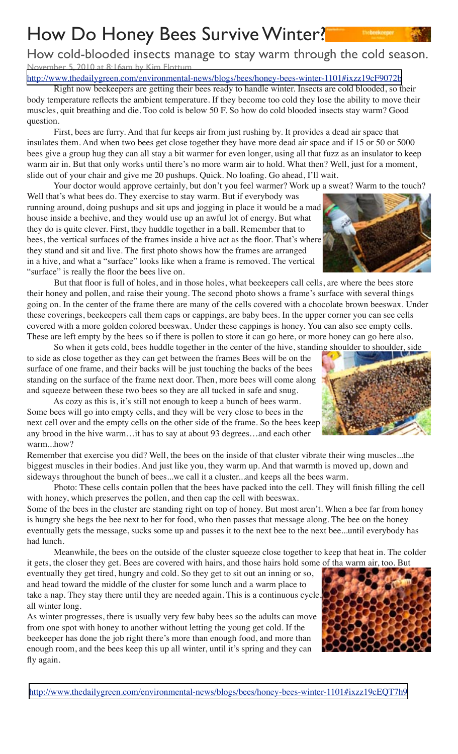# How Do Honey Bees Survive Winter?

## How cold-blooded insects manage to stay warm through the cold season.

November 5, 2010 at 8:16am by Kim Flottum

http://www.thedailygreen.com/environmental-news/blogs/bees/honey-bees-winter-1101#ixzz19cF9072b

Right now beekeepers are getting their bees ready to handle winter. Insects are cold blooded, so their body temperature reflects the ambient temperature. If they become too cold they lose the ability to move their muscles, quit breathing and die. Too cold is below 50 F. So how do cold blooded insects stay warm? Good question.

First, bees are furry. And that fur keeps air from just rushing by. It provides a dead air space that insulates them. And when two bees get close together they have more dead air space and if 15 or 50 or 5000 bees give a group hug they can all stay a bit warmer for even longer, using all that fuzz as an insulator to keep warm air in. But that only works until there's no more warm air to hold. What then? Well, just for a moment, slide out of your chair and give me 20 pushups. Quick. No loafing. Go ahead, I'll wait.

Your doctor would approve certainly, but don't you feel warmer? Work up a sweat? Warm to the touch? Well that's what bees do. They exercise to stay warm. But if everybody was running around, doing pushups and sit ups and jogging in place it would be a mad house inside a beehive, and they would use up an awful lot of energy. But what they do is quite clever. First, they huddle together in a ball. Remember that to bees, the vertical surfaces of the frames inside a hive act as the floor. That's where they stand and sit and live. The first photo shows how the frames are arranged in a hive, and what a "surface" looks like when a frame is removed. The vertical "surface" is really the floor the bees live on.

But that floor is full of holes, and in those holes, what beekeepers call cells, are where the bees store their honey and pollen, and raise their young. The second photo shows a frame's surface with several things going on. In the center of the frame there are many of the cells covered with a chocolate brown beeswax. Under these coverings, beekeepers call them caps or cappings, are baby bees. In the upper corner you can see cells covered with a more golden colored beeswax. Under these cappings is honey. You can also see empty cells. These are left empty by the bees so if there is pollen to store it can go here, or more honey can go here also.

So when it gets cold, bees huddle together in the center of the hive, standing shoulder to shoulder, side to side as close together as they can get between the frames Bees will be on the surface of one frame, and their backs will be just touching the backs of the bees standing on the surface of the frame next door. Then, more bees will come along and squeeze between these two bees so they are all tucked in safe and snug.

As cozy as this is, it's still not enough to keep a bunch of bees warm. Some bees will go into empty cells, and they will be very close to bees in the next cell over and the empty cells on the other side of the frame. So the bees keep any brood in the hive warm…it has to say at about 93 degrees…and each other warm...how?

Remember that exercise you did? Well, the bees on the inside of that cluster vibrate their wing muscles...the biggest muscles in their bodies. And just like you, they warm up. And that warmth is moved up, down and sideways throughout the bunch of bees...we call it a cluster...and keeps all the bees warm.

Photo: These cells contain pollen that the bees have packed into the cell. They will finish filling the cell with honey, which preserves the pollen, and then cap the cell with beeswax.

Some of the bees in the cluster are standing right on top of honey. But most aren't. When a bee far from honey is hungry she begs the bee next to her for food, who then passes that message along. The bee on the honey eventually gets the message, sucks some up and passes it to the next bee to the next bee...until everybody has had lunch.

Meanwhile, the bees on the outside of the cluster squeeze close together to keep that heat in. The colder it gets, the closer they get. Bees are covered with hairs, and those hairs hold some of tha warm air, too. But eventually they get tired, hungry and cold. So they get to sit out an inning or so, and head toward the middle of the cluster for some lunch and a warm place to take a nap. They stay there until they are needed again. This is a continuous cycle, all winter long.

As winter progresses, there is usually very few baby bees so the adults can move from one spot with honey to another without letting the young get cold. If the beekeeper has done the job right there's more than enough food, and more than enough room, and the bees keep this up all winter, until it's spring and they can fly again.

http://www.thedailygreen.com/environmental-news/blogs/bees/honey-bees-winter-1101#ixzz19cEQT7h9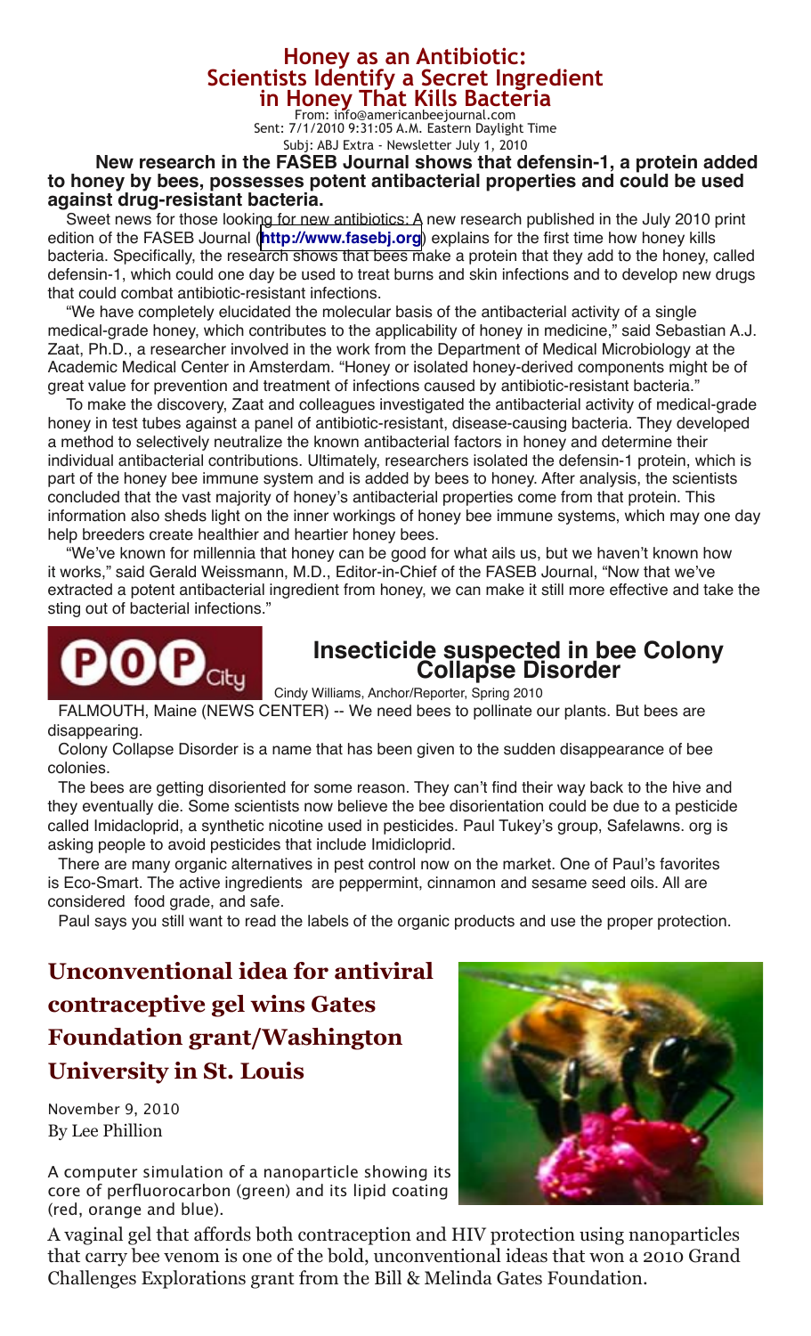# Honey as an Antibiotic: Scientists Identify a Secret Ingredient in Honey That Kills Bacteria

From: info@americanbeejournal.com
Sent: 7/1/2010 9:31:05 A.M. Eastern Daylight Time
Subj: ABJ Extra - Newsletter July 1, 2010

**New research in the FASEB Journal shows that defensin-1, a protein added to honey by bees, possesses potent antibacterial properties and could be used against drug-resistant bacteria.**

Sweet news for those looking for new antibiotics: A new research published in the July 2010 print edition of the FASEB Journal (**http://www.fasebj.org**) explains for the first time how honey kills bacteria. Specifically, the research shows that bees make a protein that they add to the honey, called defensin-1, which could one day be used to treat burns and skin infections and to develop new drugs that could combat antibiotic-resistant infections.

"We have completely elucidated the molecular basis of the antibacterial activity of a single medical-grade honey, which contributes to the applicability of honey in medicine," said Sebastian A.J. Zaat, Ph.D., a researcher involved in the work from the Department of Medical Microbiology at the Academic Medical Center in Amsterdam. "Honey or isolated honey-derived components might be of great value for prevention and treatment of infections caused by antibiotic-resistant bacteria."

To make the discovery, Zaat and colleagues investigated the antibacterial activity of medical-grade honey in test tubes against a panel of antibiotic-resistant, disease-causing bacteria. They developed a method to selectively neutralize the known antibacterial factors in honey and determine their individual antibacterial contributions. Ultimately, researchers isolated the defensin-1 protein, which is part of the honey bee immune system and is added by bees to honey. After analysis, the scientists concluded that the vast majority of honey's antibacterial properties come from that protein. This information also sheds light on the inner workings of honey bee immune systems, which may one day help breeders create healthier and heartier honey bees.

"We've known for millennia that honey can be good for what ails us, but we haven't known how it works," said Gerald Weissmann, M.D., Editor-in-Chief of the FASEB Journal, "Now that we've extracted a potent antibacterial ingredient from honey, we can make it still more effective and take the sting out of bacterial infections."

POP City

## Insecticide suspected in bee Colony Collapse Disorder

Cindy Williams, Anchor/Reporter, Spring 2010

FALMOUTH, Maine (NEWS CENTER) -- We need bees to pollinate our plants. But bees are disappearing.

Colony Collapse Disorder is a name that has been given to the sudden disappearance of bee colonies.

The bees are getting disoriented for some reason. They can't find their way back to the hive and they eventually die. Some scientists now believe the bee disorientation could be due to a pesticide called Imidacloprid, a synthetic nicotine used in pesticides. Paul Tukey's group, Safelawns. org is asking people to avoid pesticides that include Imidicloprid.

There are many organic alternatives in pest control now on the market. One of Paul's favorites is Eco-Smart. The active ingredients are peppermint, cinnamon and sesame seed oils. All are considered food grade, and safe.

Paul says you still want to read the labels of the organic products and use the proper protection.

## Unconventional idea for antiviral contraceptive gel wins Gates Foundation grant/Washington University in St. Louis

November 9, 2010
By Lee Phillion

A computer simulation of a nanoparticle showing its core of perfluorocarbon (green) and its lipid coating (red, orange and blue).

A vaginal gel that affords both contraception and HIV protection using nanoparticles that carry bee venom is one of the bold, unconventional ideas that won a 2010 Grand Challenges Explorations grant from the Bill & Melinda Gates Foundation.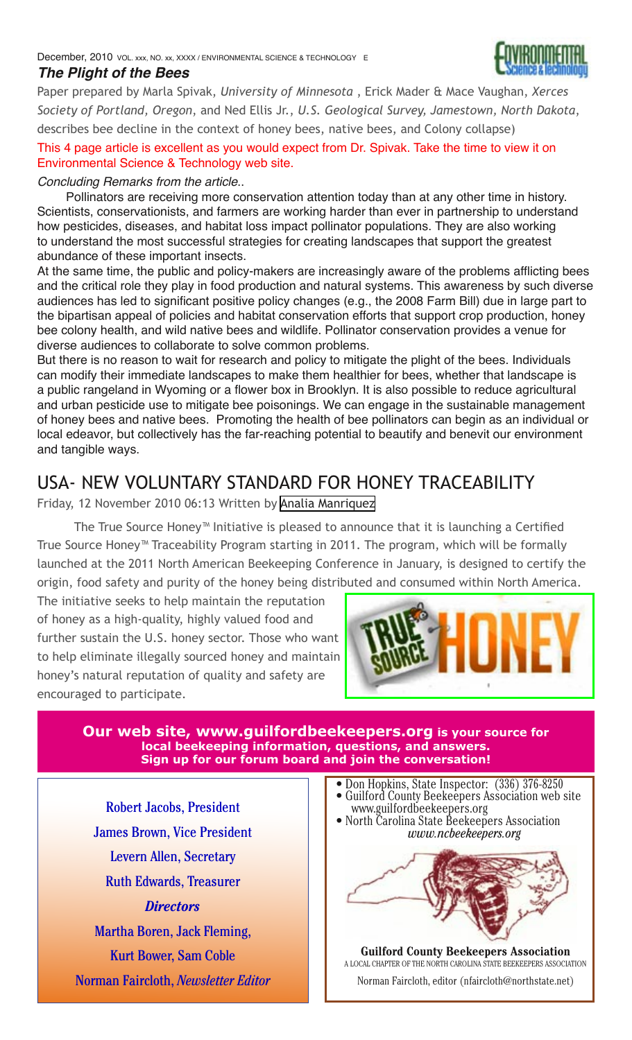December, 2010 VOL. xxx, NO. xx, XXXX / ENVIRONMENTAL SCIENCE & TECHNOLOGY E

### *The Plight of the Bees*

Paper prepared by Marla Spivak, *University of Minnesota* , Erick Mader & Mace Vaughan, *Xerces Society of Portland, Oregon*, and Ned Ellis Jr., *U.S. Geological Survey, Jamestown, North Dakota*, describes bee decline in the context of honey bees, native bees, and Colony collapse)

This 4 page article is excellent as you would expect from Dr. Spivak. Take the time to view it on Environmental Science & Technology web site.

*Concluding Remarks from the article..*

Pollinators are receiving more conservation attention today than at any other time in history. Scientists, conservationists, and farmers are working harder than ever in partnership to understand how pesticides, diseases, and habitat loss impact pollinator populations. They are also working to understand the most successful strategies for creating landscapes that support the greatest abundance of these important insects.

At the same time, the public and policy-makers are increasingly aware of the problems afflicting bees and the critical role they play in food production and natural systems. This awareness by such diverse audiences has led to significant positive policy changes (e.g., the 2008 Farm Bill) due in large part to the bipartisan appeal of policies and habitat conservation efforts that support crop production, honey bee colony health, and wild native bees and wildlife. Pollinator conservation provides a venue for diverse audiences to collaborate to solve common problems.

But there is no reason to wait for research and policy to mitigate the plight of the bees. Individuals can modify their immediate landscapes to make them healthier for bees, whether that landscape is a public rangeland in Wyoming or a flower box in Brooklyn. It is also possible to reduce agricultural and urban pesticide use to mitigate bee poisonings. We can engage in the sustainable management of honey bees and native bees. Promoting the health of bee pollinators can begin as an individual or local edeavor, but collectively has the far-reaching potential to beautify and benevit our environment and tangible ways.

## USA- NEW VOLUNTARY STANDARD FOR HONEY TRACEABILITY

Friday, 12 November 2010 06:13 Written by Analia Manriquez

The True Source Honey™ Initiative is pleased to announce that it is launching a Certified True Source Honey™ Traceability Program starting in 2011. The program, which will be formally launched at the 2011 North American Beekeeping Conference in January, is designed to certify the origin, food safety and purity of the honey being distributed and consumed within North America.

The initiative seeks to help maintain the reputation of honey as a high-quality, highly valued food and further sustain the U.S. honey sector. Those who want to help eliminate illegally sourced honey and maintain honey's natural reputation of quality and safety are encouraged to participate.

**Our web site, www.guilfordbeekeepers.org is your source for local beekeeping information, questions, and answers. Sign up for our forum board and join the conversation!**

Robert Jacobs, President
James Brown, Vice President
Levern Allen, Secretary
Ruth Edwards, Treasurer

***Directors***

Martha Boren, Jack Fleming,
Kurt Bower, Sam Coble
Norman Faircloth, *Newsletter Editor*

- Don Hopkins, State Inspector: (336) 376-8250
- Guilford County Beekeepers Association web site www.guilfordbeekeepers.org
- North Carolina State Beekeepers Association *www.ncbeekeepers.org*

**Guilford County Beekeepers Association**
A LOCAL CHAPTER OF THE NORTH CAROLINA STATE BEEKEEPERS ASSOCIATION

Norman Faircloth, editor (nfaircloth@northstate.net)